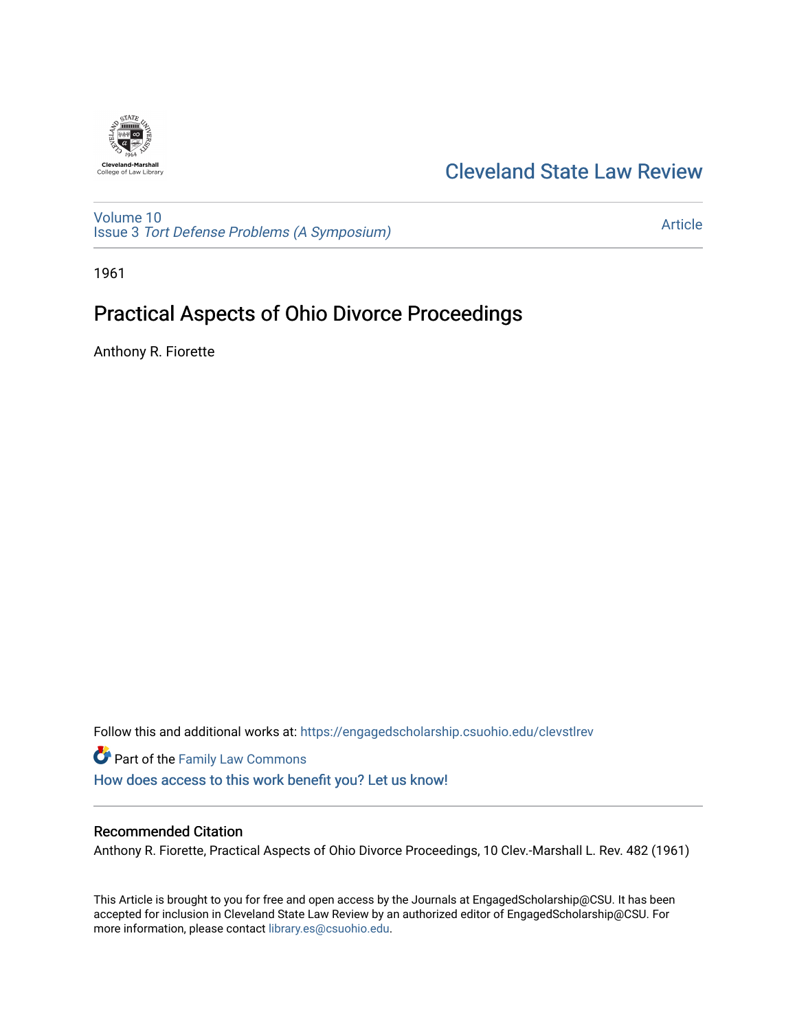Cleveland State Law Review

Volume 10
Issue 3 *Tort Defense Problems (A Symposium)*

Article

1961

# Practical Aspects of Ohio Divorce Proceedings

Anthony R. Fiorette

Follow this and additional works at: https://engagedscholarship.csuohio.edu/clevstlrev

Part of the Family Law Commons

How does access to this work benefit you? Let us know!

## Recommended Citation

Anthony R. Fiorette, Practical Aspects of Ohio Divorce Proceedings, 10 Clev.-Marshall L. Rev. 482 (1961)

This Article is brought to you for free and open access by the Journals at EngagedScholarship@CSU. It has been accepted for inclusion in Cleveland State Law Review by an authorized editor of EngagedScholarship@CSU. For more information, please contact library.es@csuohio.edu.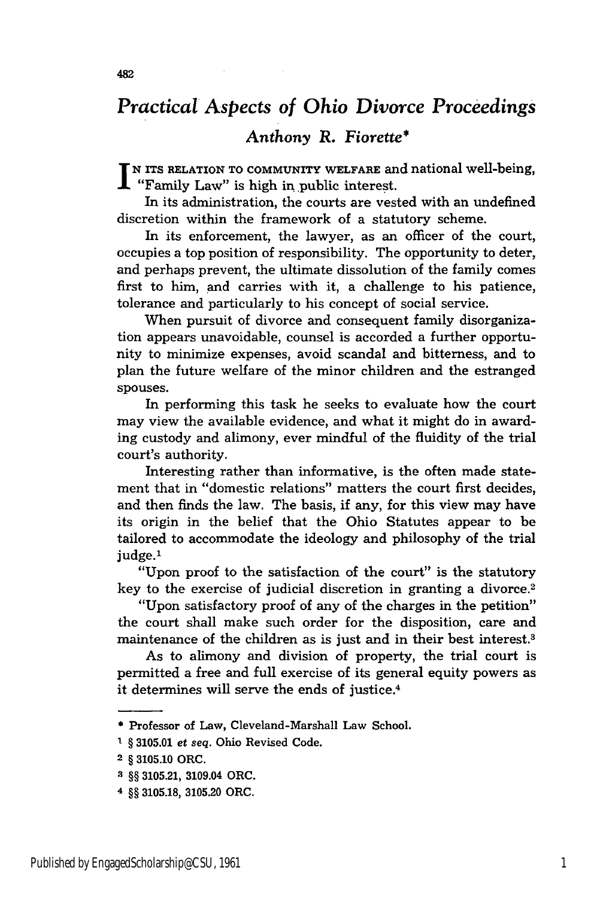# *Practical Aspects of Ohio Divorce Proceedings*

### *Anthony R. Fiorette**

IN ITS RELATION TO COMMUNITY WELFARE and national well-being, "Family Law" is high in public interest.

In its administration, the courts are vested with an undefined discretion within the framework of a statutory scheme.

In its enforcement, the lawyer, as an officer of the court, occupies a top position of responsibility. The opportunity to deter, and perhaps prevent, the ultimate dissolution of the family comes first to him, and carries with it, a challenge to his patience, tolerance and particularly to his concept of social service.

When pursuit of divorce and consequent family disorganization appears unavoidable, counsel is accorded a further opportunity to minimize expenses, avoid scandal and bitterness, and to plan the future welfare of the minor children and the estranged spouses.

In performing this task he seeks to evaluate how the court may view the available evidence, and what it might do in awarding custody and alimony, ever mindful of the fluidity of the trial court's authority.

Interesting rather than informative, is the often made statement that in "domestic relations" matters the court first decides, and then finds the law. The basis, if any, for this view may have its origin in the belief that the Ohio Statutes appear to be tailored to accommodate the ideology and philosophy of the trial judge.[1]

"Upon proof to the satisfaction of the court" is the statutory key to the exercise of judicial discretion in granting a divorce.[2]

"Upon satisfactory proof of any of the charges in the petition" the court shall make such order for the disposition, care and maintenance of the children as is just and in their best interest.[3]

As to alimony and division of property, the trial court is permitted a free and full exercise of its general equity powers as it determines will serve the ends of justice.[4]

---

\* Professor of Law, Cleveland-Marshall Law School.

[1] § 3105.01 *et seq.* Ohio Revised Code.

[2] § 3105.10 ORC.

[3] §§ 3105.21, 3109.04 ORC.

[4] §§ 3105.18, 3105.20 ORC.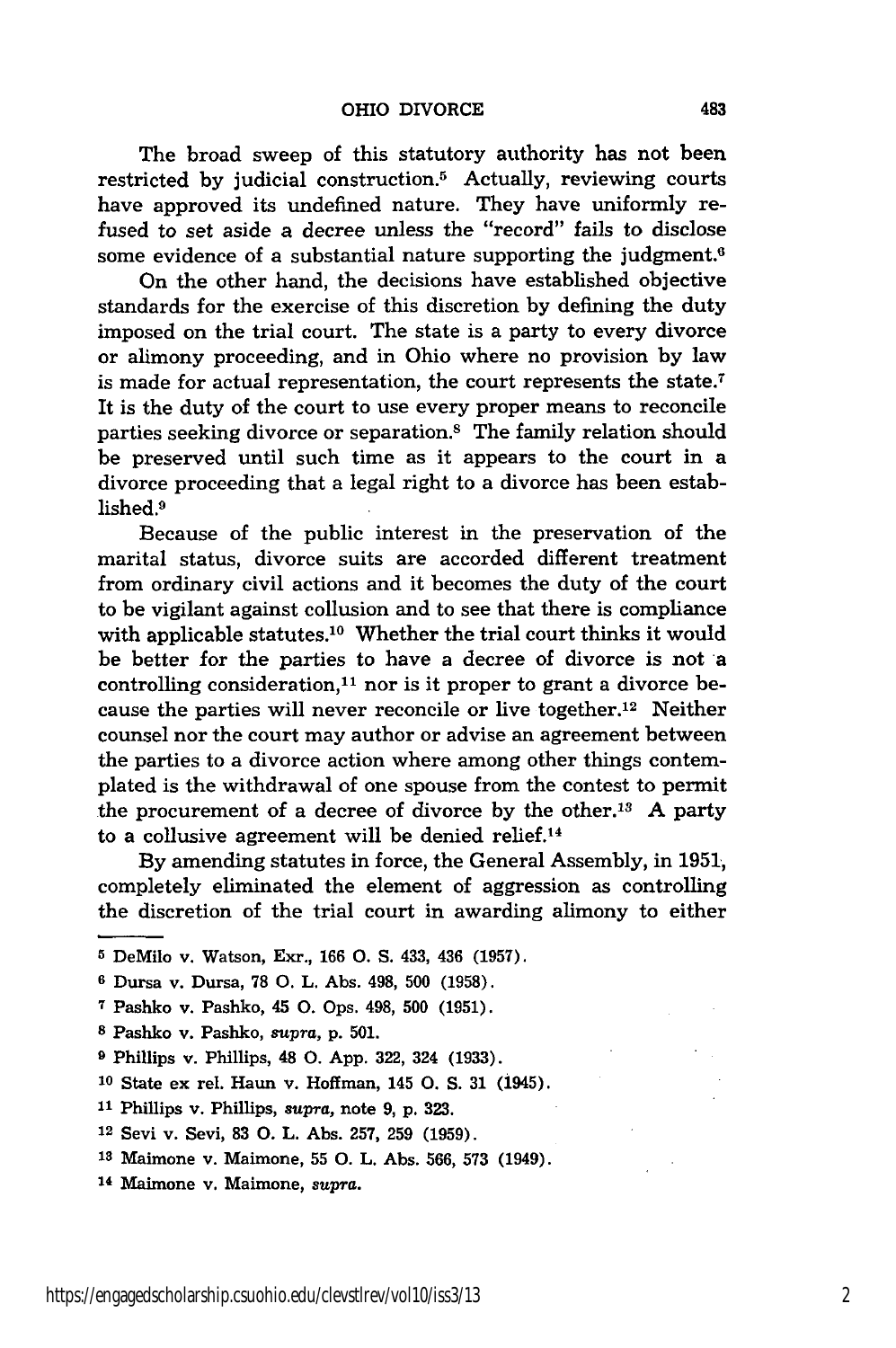The broad sweep of this statutory authority has not been restricted by judicial construction.[5] Actually, reviewing courts have approved its undefined nature. They have uniformly refused to set aside a decree unless the "record" fails to disclose some evidence of a substantial nature supporting the judgment.[6]

On the other hand, the decisions have established objective standards for the exercise of this discretion by defining the duty imposed on the trial court. The state is a party to every divorce or alimony proceeding, and in Ohio where no provision by law is made for actual representation, the court represents the state.[7] It is the duty of the court to use every proper means to reconcile parties seeking divorce or separation.[8] The family relation should be preserved until such time as it appears to the court in a divorce proceeding that a legal right to a divorce has been established.[9]

Because of the public interest in the preservation of the marital status, divorce suits are accorded different treatment from ordinary civil actions and it becomes the duty of the court to be vigilant against collusion and to see that there is compliance with applicable statutes.[10] Whether the trial court thinks it would be better for the parties to have a decree of divorce is not a controlling consideration,[11] nor is it proper to grant a divorce because the parties will never reconcile or live together.[12] Neither counsel nor the court may author or advise an agreement between the parties to a divorce action where among other things contemplated is the withdrawal of one spouse from the contest to permit the procurement of a decree of divorce by the other.[13] A party to a collusive agreement will be denied relief.[14]

By amending statutes in force, the General Assembly, in 1951, completely eliminated the element of aggression as controlling the discretion of the trial court in awarding alimony to either

---

[5] DeMilo v. Watson, Exr., 166 O. S. 433, 436 (1957).

[6] Dursa v. Dursa, 78 O. L. Abs. 498, 500 (1958).

[7] Pashko v. Pashko, 45 O. Ops. 498, 500 (1951).

[8] Pashko v. Pashko, *supra*, p. 501.

[9] Phillips v. Phillips, 48 O. App. 322, 324 (1933).

[10] State ex rel. Haun v. Hoffman, 145 O. S. 31 (1945).

[11] Phillips v. Phillips, *supra*, note 9, p. 323.

[12] Sevi v. Sevi, 83 O. L. Abs. 257, 259 (1959).

[13] Maimone v. Maimone, 55 O. L. Abs. 566, 573 (1949).

[14] Maimone v. Maimone, *supra*.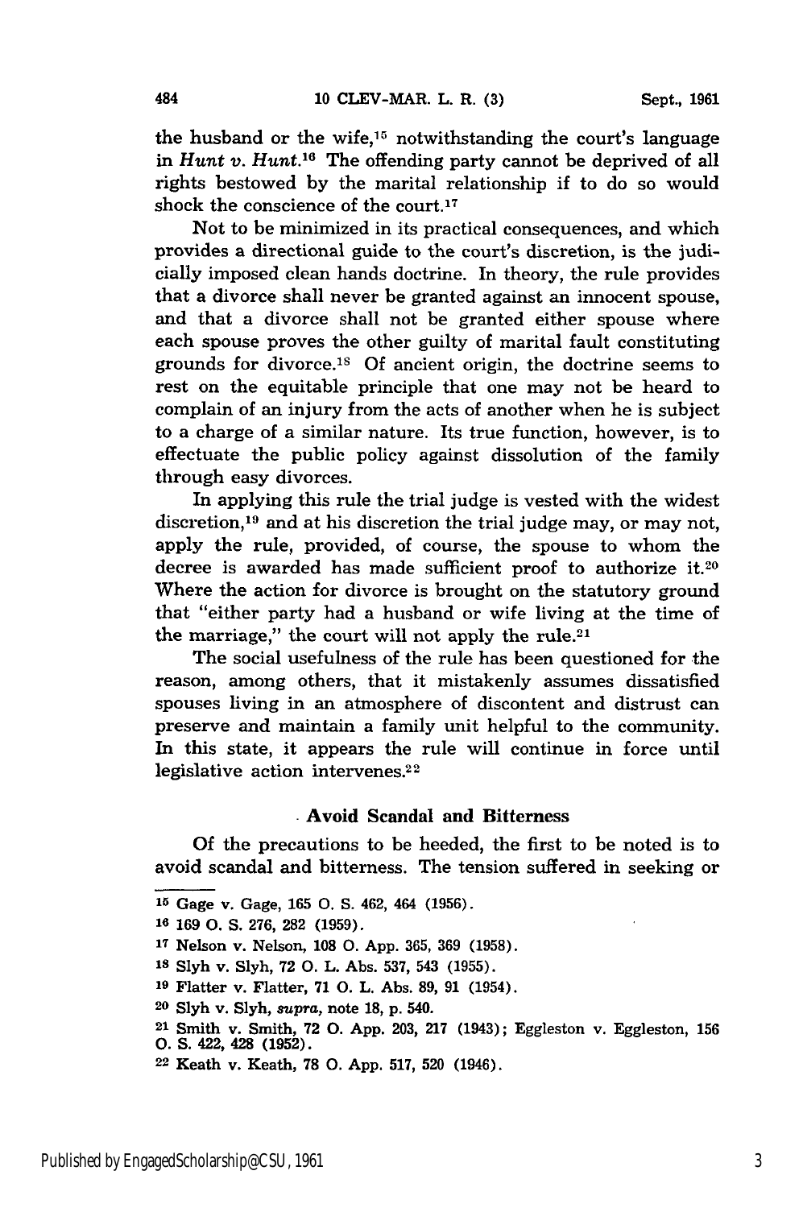the husband or the wife,[15] notwithstanding the court's language in *Hunt v. Hunt*.[16] The offending party cannot be deprived of all rights bestowed by the marital relationship if to do so would shock the conscience of the court.[17]

Not to be minimized in its practical consequences, and which provides a directional guide to the court's discretion, is the judicially imposed clean hands doctrine. In theory, the rule provides that a divorce shall never be granted against an innocent spouse, and that a divorce shall not be granted either spouse where each spouse proves the other guilty of marital fault constituting grounds for divorce.[18] Of ancient origin, the doctrine seems to rest on the equitable principle that one may not be heard to complain of an injury from the acts of another when he is subject to a charge of a similar nature. Its true function, however, is to effectuate the public policy against dissolution of the family through easy divorces.

In applying this rule the trial judge is vested with the widest discretion,[19] and at his discretion the trial judge may, or may not, apply the rule, provided, of course, the spouse to whom the decree is awarded has made sufficient proof to authorize it.[20] Where the action for divorce is brought on the statutory ground that "either party had a husband or wife living at the time of the marriage," the court will not apply the rule.[21]

The social usefulness of the rule has been questioned for the reason, among others, that it mistakenly assumes dissatisfied spouses living in an atmosphere of discontent and distrust can preserve and maintain a family unit helpful to the community. In this state, it appears the rule will continue in force until legislative action intervenes.[22]

### Avoid Scandal and Bitterness

Of the precautions to be heeded, the first to be noted is to avoid scandal and bitterness. The tension suffered in seeking or

---

[15] Gage v. Gage, 165 O. S. 462, 464 (1956).

[16] 169 O. S. 276, 282 (1959).

[17] Nelson v. Nelson, 108 O. App. 365, 369 (1958).

[18] Slyh v. Slyh, 72 O. L. Abs. 537, 543 (1955).

[19] Flatter v. Flatter, 71 O. L. Abs. 89, 91 (1954).

[20] Slyh v. Slyh, *supra*, note 18, p. 540.

[21] Smith v. Smith, 72 O. App. 203, 217 (1943); Eggleston v. Eggleston, 156 O. S. 422, 428 (1952).

[22] Keath v. Keath, 78 O. App. 517, 520 (1946).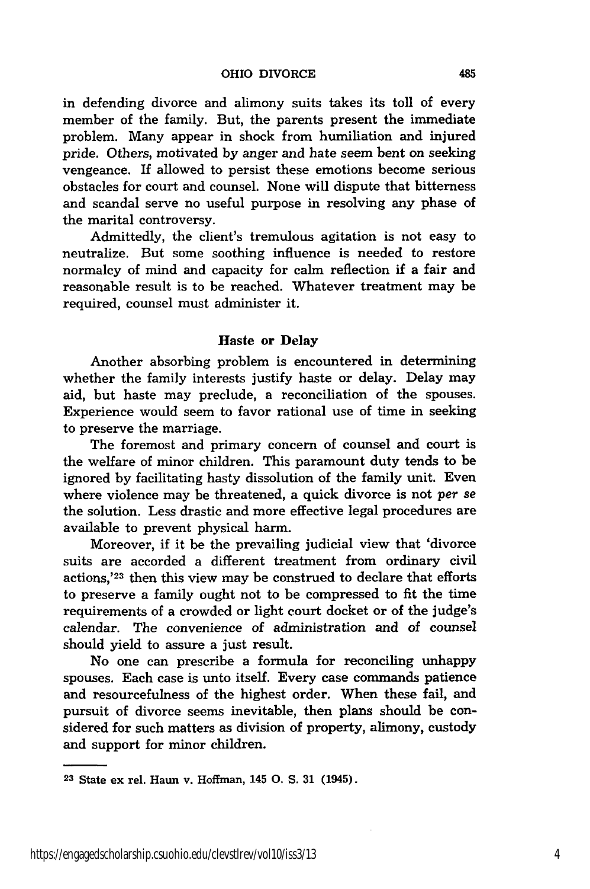in defending divorce and alimony suits takes its toll of every member of the family. But, the parents present the immediate problem. Many appear in shock from humiliation and injured pride. Others, motivated by anger and hate seem bent on seeking vengeance. If allowed to persist these emotions become serious obstacles for court and counsel. None will dispute that bitterness and scandal serve no useful purpose in resolving any phase of the marital controversy.

Admittedly, the client's tremulous agitation is not easy to neutralize. But some soothing influence is needed to restore normalcy of mind and capacity for calm reflection if a fair and reasonable result is to be reached. Whatever treatment may be required, counsel must administer it.

### Haste or Delay

Another absorbing problem is encountered in determining whether the family interests justify haste or delay. Delay may aid, but haste may preclude, a reconciliation of the spouses. Experience would seem to favor rational use of time in seeking to preserve the marriage.

The foremost and primary concern of counsel and court is the welfare of minor children. This paramount duty tends to be ignored by facilitating hasty dissolution of the family unit. Even where violence may be threatened, a quick divorce is not *per se* the solution. Less drastic and more effective legal procedures are available to prevent physical harm.

Moreover, if it be the prevailing judicial view that 'divorce suits are accorded a different treatment from ordinary civil actions,'[23] then this view may be construed to declare that efforts to preserve a family ought not to be compressed to fit the time requirements of a crowded or light court docket or of the judge's calendar. The convenience of administration and of counsel should yield to assure a just result.

No one can prescribe a formula for reconciling unhappy spouses. Each case is unto itself. Every case commands patience and resourcefulness of the highest order. When these fail, and pursuit of divorce seems inevitable, then plans should be considered for such matters as division of property, alimony, custody and support for minor children.

---

[23] State ex rel. Haun v. Hoffman, 145 O. S. 31 (1945).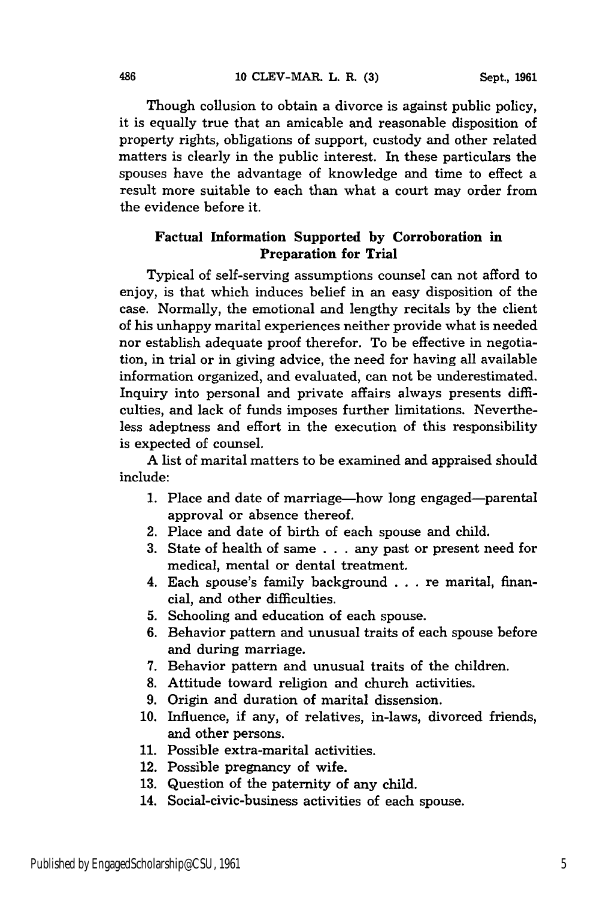Though collusion to obtain a divorce is against public policy, it is equally true that an amicable and reasonable disposition of property rights, obligations of support, custody and other related matters is clearly in the public interest. In these particulars the spouses have the advantage of knowledge and time to effect a result more suitable to each than what a court may order from the evidence before it.

### Factual Information Supported by Corroboration in Preparation for Trial

Typical of self-serving assumptions counsel can not afford to enjoy, is that which induces belief in an easy disposition of the case. Normally, the emotional and lengthy recitals by the client of his unhappy marital experiences neither provide what is needed nor establish adequate proof therefor. To be effective in negotiation, in trial or in giving advice, the need for having all available information organized, and evaluated, can not be underestimated. Inquiry into personal and private affairs always presents difficulties, and lack of funds imposes further limitations. Nevertheless adeptness and effort in the execution of this responsibility is expected of counsel.

A list of marital matters to be examined and appraised should include:

1. Place and date of marriage—how long engaged—parental approval or absence thereof.
2. Place and date of birth of each spouse and child.
3. State of health of same . . . any past or present need for medical, mental or dental treatment.
4. Each spouse's family background . . . re marital, financial, and other difficulties.
5. Schooling and education of each spouse.
6. Behavior pattern and unusual traits of each spouse before and during marriage.
7. Behavior pattern and unusual traits of the children.
8. Attitude toward religion and church activities.
9. Origin and duration of marital dissension.
10. Influence, if any, of relatives, in-laws, divorced friends, and other persons.
11. Possible extra-marital activities.
12. Possible pregnancy of wife.
13. Question of the paternity of any child.
14. Social-civic-business activities of each spouse.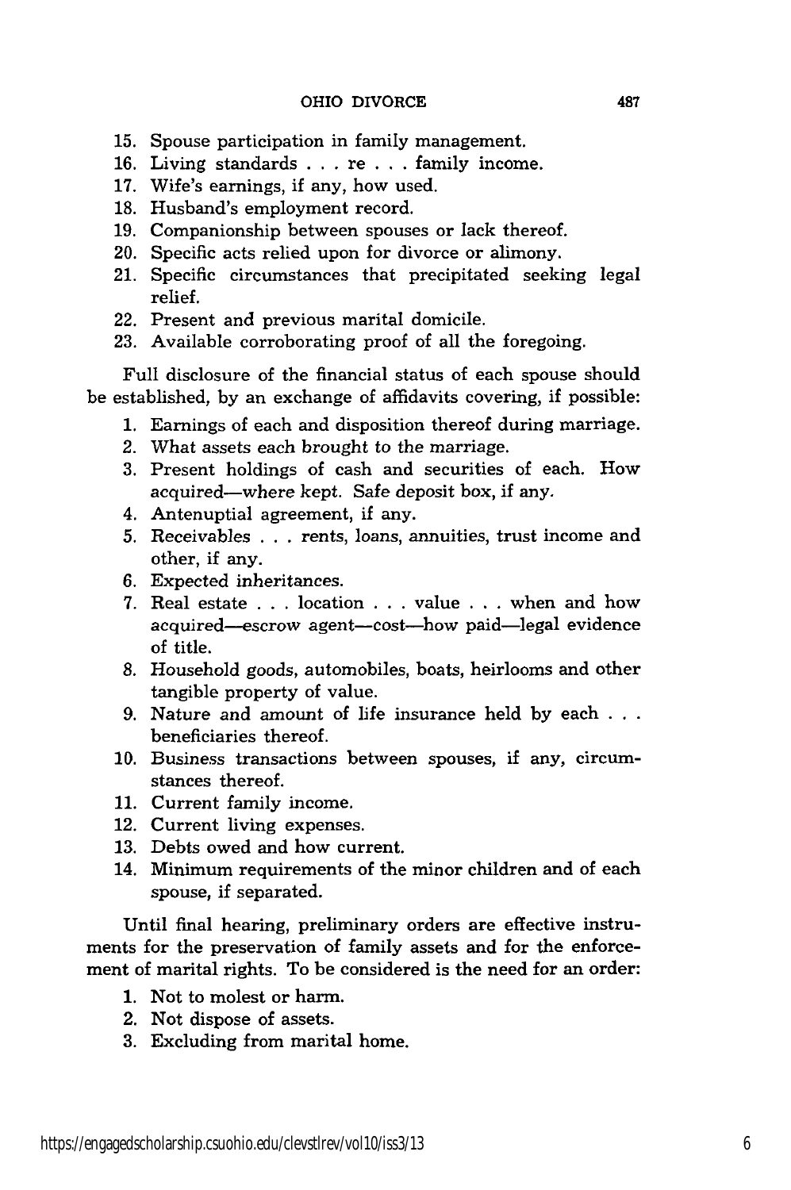15. Spouse participation in family management.
16. Living standards . . . re . . . family income.
17. Wife's earnings, if any, how used.
18. Husband's employment record.
19. Companionship between spouses or lack thereof.
20. Specific acts relied upon for divorce or alimony.
21. Specific circumstances that precipitated seeking legal relief.
22. Present and previous marital domicile.
23. Available corroborating proof of all the foregoing.

Full disclosure of the financial status of each spouse should be established, by an exchange of affidavits covering, if possible:

1. Earnings of each and disposition thereof during marriage.
2. What assets each brought to the marriage.
3. Present holdings of cash and securities of each. How acquired—where kept. Safe deposit box, if any.
4. Antenuptial agreement, if any.
5. Receivables . . . rents, loans, annuities, trust income and other, if any.
6. Expected inheritances.
7. Real estate . . . location . . . value . . . when and how acquired—escrow agent—cost—how paid—legal evidence of title.
8. Household goods, automobiles, boats, heirlooms and other tangible property of value.
9. Nature and amount of life insurance held by each . . . beneficiaries thereof.
10. Business transactions between spouses, if any, circumstances thereof.
11. Current family income.
12. Current living expenses.
13. Debts owed and how current.
14. Minimum requirements of the minor children and of each spouse, if separated.

Until final hearing, preliminary orders are effective instruments for the preservation of family assets and for the enforcement of marital rights. To be considered is the need for an order:

1. Not to molest or harm.
2. Not dispose of assets.
3. Excluding from marital home.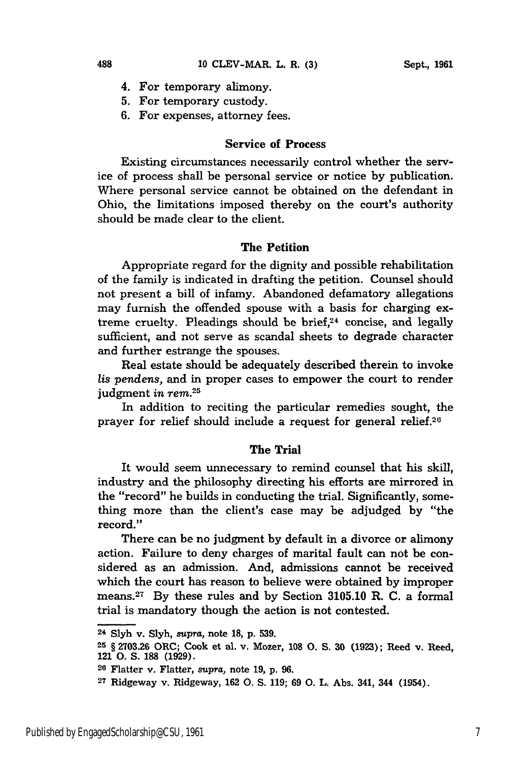4. For temporary alimony.
5. For temporary custody.
6. For expenses, attorney fees.

### Service of Process

Existing circumstances necessarily control whether the service of process shall be personal service or notice by publication. Where personal service cannot be obtained on the defendant in Ohio, the limitations imposed thereby on the court's authority should be made clear to the client.

### The Petition

Appropriate regard for the dignity and possible rehabilitation of the family is indicated in drafting the petition. Counsel should not present a bill of infamy. Abandoned defamatory allegations may furnish the offended spouse with a basis for charging extreme cruelty. Pleadings should be brief,[24] concise, and legally sufficient, and not serve as scandal sheets to degrade character and further estrange the spouses.

Real estate should be adequately described therein to invoke *lis pendens,* and in proper cases to empower the court to render judgment *in rem.*[25]

In addition to reciting the particular remedies sought, the prayer for relief should include a request for general relief.[26]

### The Trial

It would seem unnecessary to remind counsel that his skill, industry and the philosophy directing his efforts are mirrored in the "record" he builds in conducting the trial. Significantly, something more than the client's case may be adjudged by "the record."

There can be no judgment by default in a divorce or alimony action. Failure to deny charges of marital fault can not be considered as an admission. And, admissions cannot be received which the court has reason to believe were obtained by improper means.[27] By these rules and by Section 3105.10 R. C. a formal trial is mandatory though the action is not contested.

---

[24] Slyh v. Slyh, *supra,* note 18, p. 539.

[25] § 2703.26 ORC; Cook et al. v. Mozer, 108 O. S. 30 (1923); Reed v. Reed, 121 O. S. 188 (1929).

[26] Flatter v. Flatter, *supra,* note 19, p. 96.

[27] Ridgeway v. Ridgeway, 162 O. S. 119; 69 O. L. Abs. 341, 344 (1954).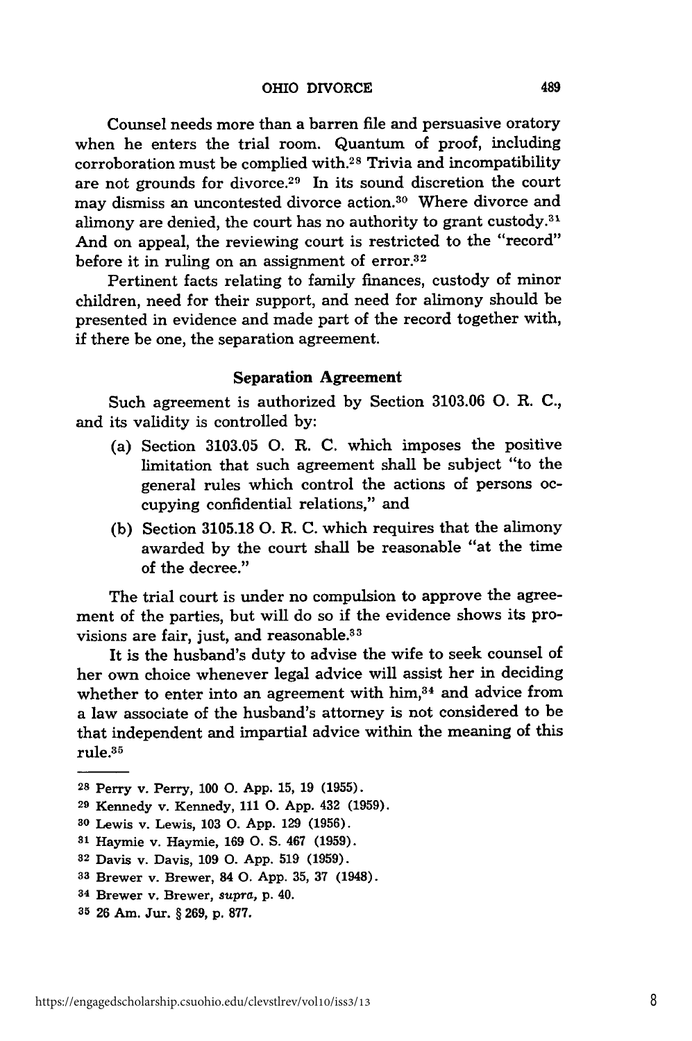Counsel needs more than a barren file and persuasive oratory when he enters the trial room. Quantum of proof, including corroboration must be complied with.[28] Trivia and incompatibility are not grounds for divorce.[29] In its sound discretion the court may dismiss an uncontested divorce action.[30] Where divorce and alimony are denied, the court has no authority to grant custody.[31] And on appeal, the reviewing court is restricted to the "record" before it in ruling on an assignment of error.[32]

Pertinent facts relating to family finances, custody of minor children, need for their support, and need for alimony should be presented in evidence and made part of the record together with, if there be one, the separation agreement.

### Separation Agreement

Such agreement is authorized by Section 3103.06 O. R. C., and its validity is controlled by:

(a) Section 3103.05 O. R. C. which imposes the positive limitation that such agreement shall be subject "to the general rules which control the actions of persons occupying confidential relations," and

(b) Section 3105.18 O. R. C. which requires that the alimony awarded by the court shall be reasonable "at the time of the decree."

The trial court is under no compulsion to approve the agreement of the parties, but will do so if the evidence shows its provisions are fair, just, and reasonable.[33]

It is the husband's duty to advise the wife to seek counsel of her own choice whenever legal advice will assist her in deciding whether to enter into an agreement with him,[34] and advice from a law associate of the husband's attorney is not considered to be that independent and impartial advice within the meaning of this rule.[35]

---

[28] Perry v. Perry, 100 O. App. 15, 19 (1955).

[29] Kennedy v. Kennedy, 111 O. App. 432 (1959).

[30] Lewis v. Lewis, 103 O. App. 129 (1956).

[31] Haymie v. Haymie, 169 O. S. 467 (1959).

[32] Davis v. Davis, 109 O. App. 519 (1959).

[33] Brewer v. Brewer, 84 O. App. 35, 37 (1948).

[34] Brewer v. Brewer, *supra*, p. 40.

[35] 26 Am. Jur. § 269, p. 877.